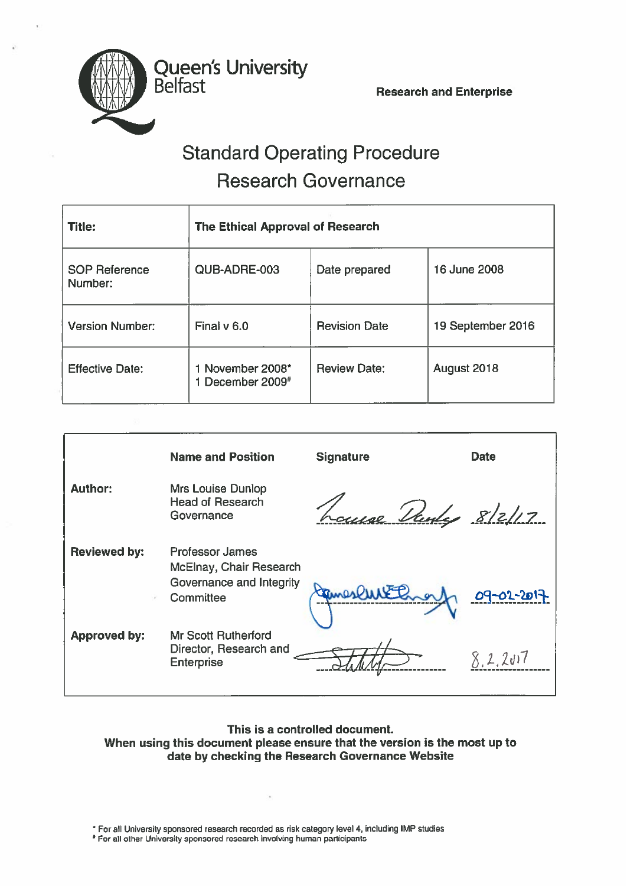Queen's University Belfast

**Research and Enterprise**

# Standard Operating Procedure
# Research Governance

| **Title:** | **The Ethical Approval of Research** | | |
|---|---|---|---|
| SOP Reference Number: | QUB-ADRE-003 | Date prepared | 16 June 2008 |
| Version Number: | Final v 6.0 | Revision Date | 19 September 2016 |
| Effective Date: | 1 November 2008* <br> 1 December 2009# | Review Date: | August 2018 |

| | **Name and Position** | **Signature** | **Date** |
|---|---|---|---|
| **Author:** | Mrs Louise Dunlop Head of Research Governance | Louise Dunlop | 8/2/17 |
| **Reviewed by:** | Professor James McElnay, Chair Research Governance and Integrity Committee | James McElnay | 09-02-2017 |
| **Approved by:** | Mr Scott Rutherford Director, Research and Enterprise | Scott Rutherford | 8.2.2017 |

**This is a controlled document.**
**When using this document please ensure that the version is the most up to date by checking the Research Governance Website**

* For all University sponsored research recorded as risk category level 4, including IMP studies
# For all other University sponsored research involving human participants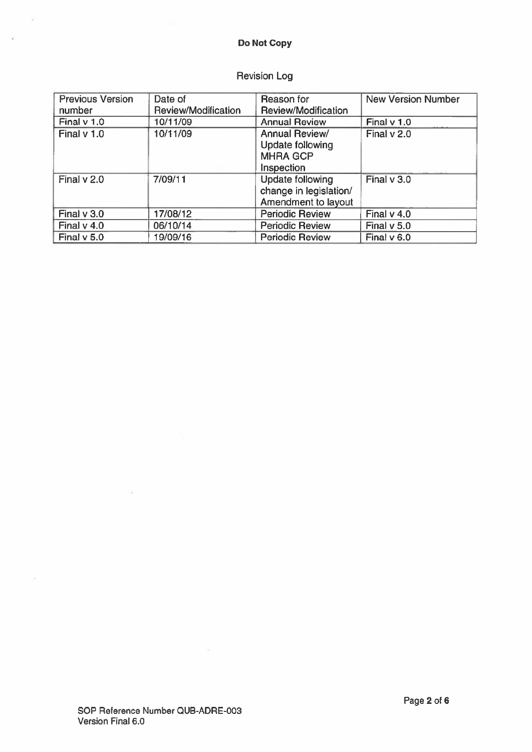## Revision Log

| Previous Version number | Date of Review/Modification | Reason for Review/Modification | New Version Number |
|---|---|---|---|
| Final v 1.0 | 10/11/09 | Annual Review | Final v 1.0 |
| Final v 1.0 | 10/11/09 | Annual Review/ Update following MHRA GCP Inspection | Final v 2.0 |
| Final v 2.0 | 7/09/11 | Update following change in legislation/ Amendment to layout | Final v 3.0 |
| Final v 3.0 | 17/08/12 | Periodic Review | Final v 4.0 |
| Final v 4.0 | 06/10/14 | Periodic Review | Final v 5.0 |
| Final v 5.0 | 19/09/16 | Periodic Review | Final v 6.0 |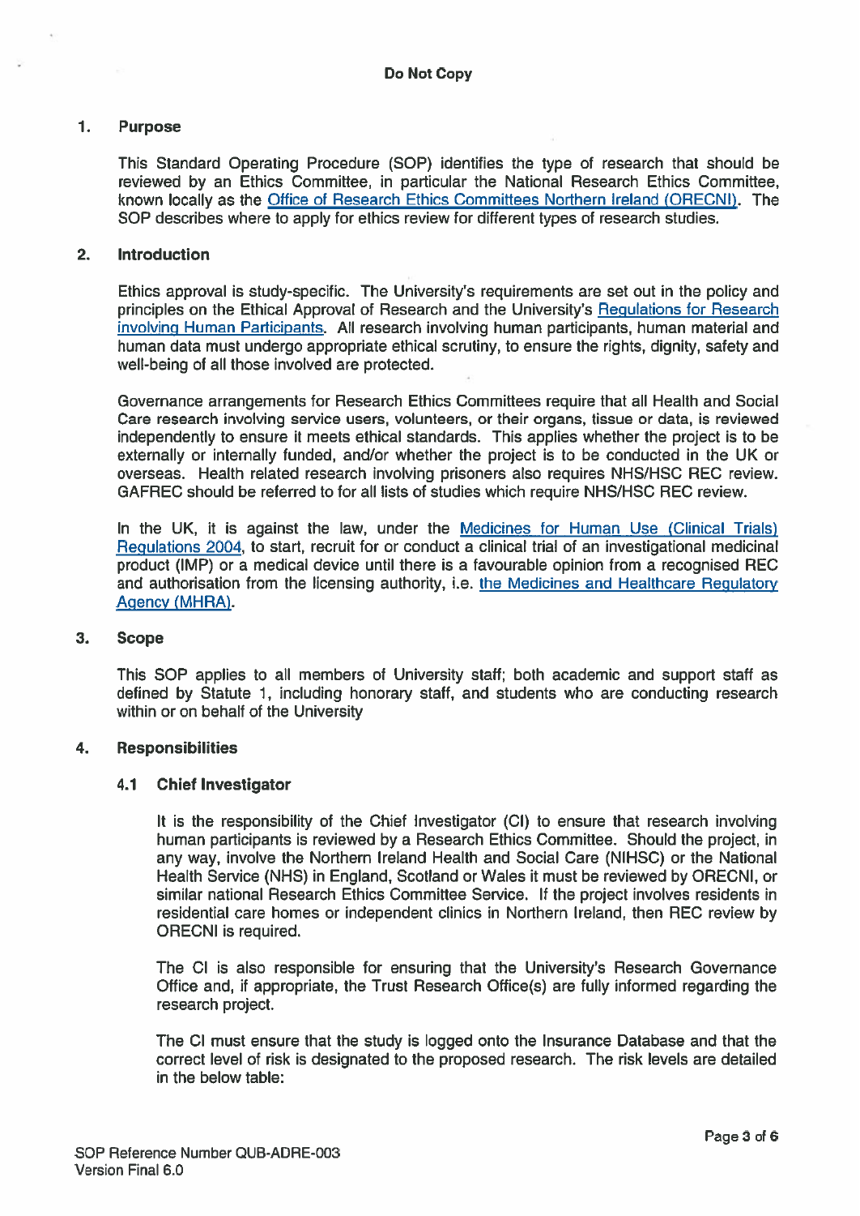**Do Not Copy**

## 1. Purpose

This Standard Operating Procedure (SOP) identifies the type of research that should be reviewed by an Ethics Committee, in particular the National Research Ethics Committee, known locally as the Office of Research Ethics Committees Northern Ireland (ORECNI). The SOP describes where to apply for ethics review for different types of research studies.

## 2. Introduction

Ethics approval is study-specific. The University's requirements are set out in the policy and principles on the Ethical Approval of Research and the University's Regulations for Research involving Human Participants. All research involving human participants, human material and human data must undergo appropriate ethical scrutiny, to ensure the rights, dignity, safety and well-being of all those involved are protected.

Governance arrangements for Research Ethics Committees require that all Health and Social Care research involving service users, volunteers, or their organs, tissue or data, is reviewed independently to ensure it meets ethical standards. This applies whether the project is to be externally or internally funded, and/or whether the project is to be conducted in the UK or overseas. Health related research involving prisoners also requires NHS/HSC REC review. GAFREC should be referred to for all lists of studies which require NHS/HSC REC review.

In the UK, it is against the law, under the Medicines for Human Use (Clinical Trials) Regulations 2004, to start, recruit for or conduct a clinical trial of an investigational medicinal product (IMP) or a medical device until there is a favourable opinion from a recognised REC and authorisation from the licensing authority, i.e. the Medicines and Healthcare Regulatory Agency (MHRA).

## 3. Scope

This SOP applies to all members of University staff; both academic and support staff as defined by Statute 1, including honorary staff, and students who are conducting research within or on behalf of the University

## 4. Responsibilities

### 4.1 Chief Investigator

It is the responsibility of the Chief Investigator (CI) to ensure that research involving human participants is reviewed by a Research Ethics Committee. Should the project, in any way, involve the Northern Ireland Health and Social Care (NIHSC) or the National Health Service (NHS) in England, Scotland or Wales it must be reviewed by ORECNI, or similar national Research Ethics Committee Service. If the project involves residents in residential care homes or independent clinics in Northern Ireland, then REC review by ORECNI is required.

The CI is also responsible for ensuring that the University's Research Governance Office and, if appropriate, the Trust Research Office(s) are fully informed regarding the research project.

The CI must ensure that the study is logged onto the Insurance Database and that the correct level of risk is designated to the proposed research. The risk levels are detailed in the below table:

SOP Reference Number QUB-ADRE-003
Version Final 6.0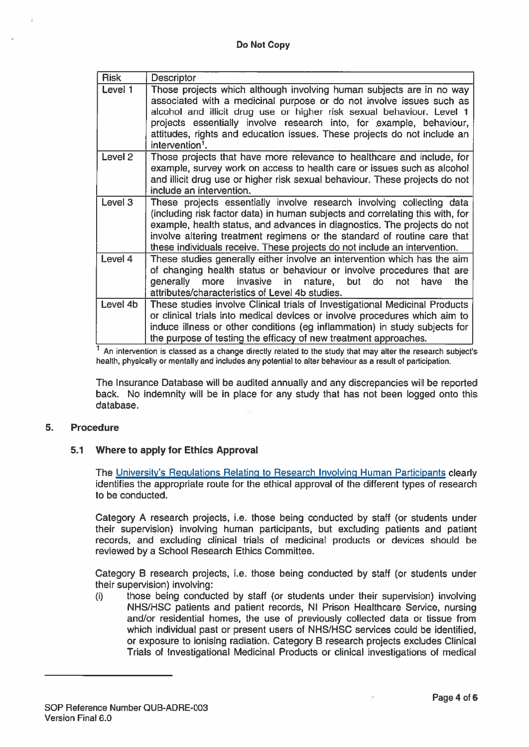| Risk | Descriptor |
|---|---|
| Level 1 | Those projects which although involving human subjects are in no way associated with a medicinal purpose or do not involve issues such as alcohol and illicit drug use or higher risk sexual behaviour. Level 1 projects essentially involve research into, for example, behaviour, attitudes, rights and education issues. These projects do not include an intervention[1]. |
| Level 2 | Those projects that have more relevance to healthcare and include, for example, survey work on access to health care or issues such as alcohol and illicit drug use or higher risk sexual behaviour. These projects do not include an intervention. |
| Level 3 | These projects essentially involve research involving collecting data (including risk factor data) in human subjects and correlating this with, for example, health status, and advances in diagnostics. The projects do not involve altering treatment regimens or the standard of routine care that these individuals receive. These projects do not include an intervention. |
| Level 4 | These studies generally either involve an intervention which has the aim of changing health status or behaviour or involve procedures that are generally more invasive in nature, but do not have the attributes/characteristics of Level 4b studies. |
| Level 4b | These studies involve Clinical trials of Investigational Medicinal Products or clinical trials into medical devices or involve procedures which aim to induce illness or other conditions (eg inflammation) in study subjects for the purpose of testing the efficacy of new treatment approaches. |

[1] An intervention is classed as a change directly related to the study that may alter the research subject's health, physically or mentally and includes any potential to alter behaviour as a result of participation.

The Insurance Database will be audited annually and any discrepancies will be reported back. No indemnity will be in place for any study that has not been logged onto this database.

## 5. Procedure

### 5.1 Where to apply for Ethics Approval

The University's Regulations Relating to Research Involving Human Participants clearly identifies the appropriate route for the ethical approval of the different types of research to be conducted.

Category A research projects, i.e. those being conducted by staff (or students under their supervision) involving human participants, but excluding patients and patient records, and excluding clinical trials of medicinal products or devices should be reviewed by a School Research Ethics Committee.

Category B research projects, i.e. those being conducted by staff (or students under their supervision) involving:

(i) those being conducted by staff (or students under their supervision) involving NHS/HSC patients and patient records, NI Prison Healthcare Service, nursing and/or residential homes, the use of previously collected data or tissue from which individual past or present users of NHS/HSC services could be identified, or exposure to ionising radiation. Category B research projects excludes Clinical Trials of Investigational Medicinal Products or clinical investigations of medical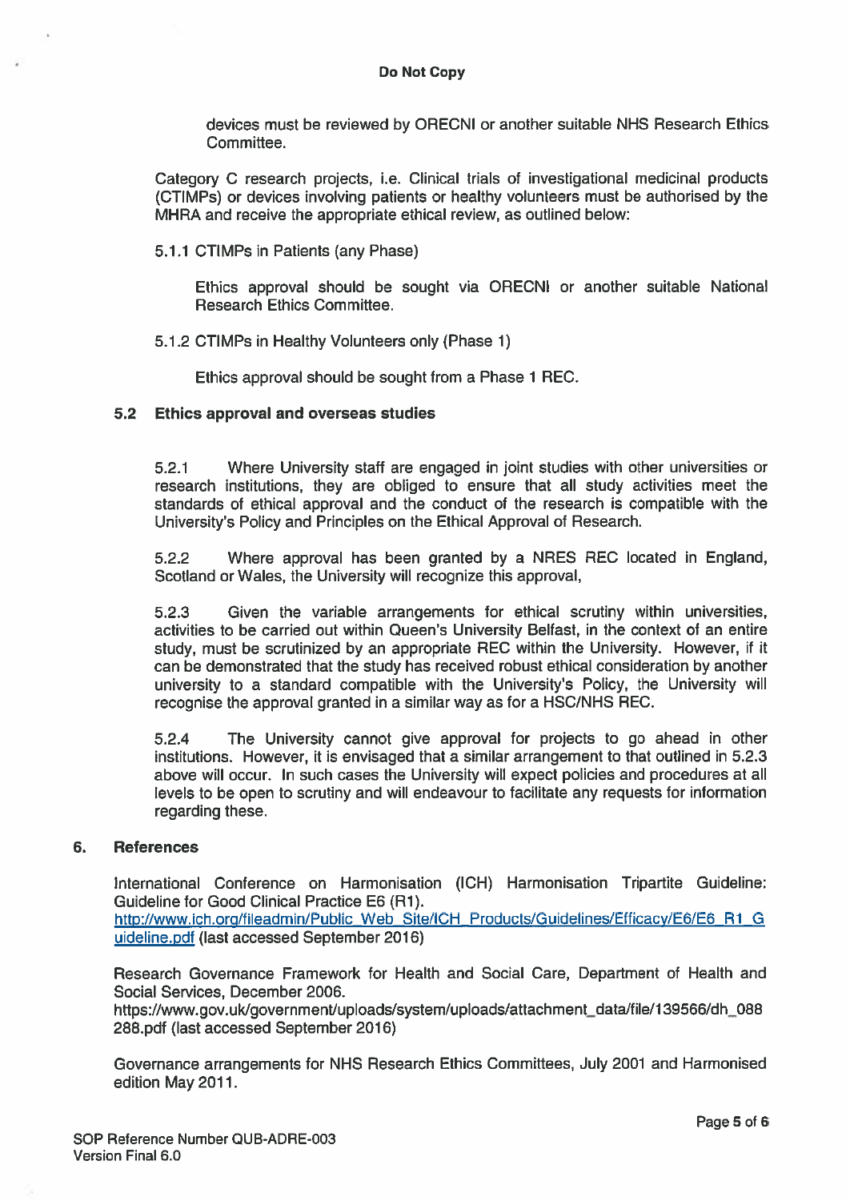devices must be reviewed by ORECNI or another suitable NHS Research Ethics Committee.

Category C research projects, i.e. Clinical trials of investigational medicinal products (CTIMPs) or devices involving patients or healthy volunteers must be authorised by the MHRA and receive the appropriate ethical review, as outlined below:

5.1.1 CTIMPs in Patients (any Phase)

Ethics approval should be sought via ORECNI or another suitable National Research Ethics Committee.

5.1.2 CTIMPs in Healthy Volunteers only (Phase 1)

Ethics approval should be sought from a Phase 1 REC.

### 5.2 Ethics approval and overseas studies

5.2.1 Where University staff are engaged in joint studies with other universities or research institutions, they are obliged to ensure that all study activities meet the standards of ethical approval and the conduct of the research is compatible with the University's Policy and Principles on the Ethical Approval of Research.

5.2.2 Where approval has been granted by a NRES REC located in England, Scotland or Wales, the University will recognize this approval,

5.2.3 Given the variable arrangements for ethical scrutiny within universities, activities to be carried out within Queen's University Belfast, in the context of an entire study, must be scrutinized by an appropriate REC within the University. However, if it can be demonstrated that the study has received robust ethical consideration by another university to a standard compatible with the University's Policy, the University will recognise the approval granted in a similar way as for a HSC/NHS REC.

5.2.4 The University cannot give approval for projects to go ahead in other institutions. However, it is envisaged that a similar arrangement to that outlined in 5.2.3 above will occur. In such cases the University will expect policies and procedures at all levels to be open to scrutiny and will endeavour to facilitate any requests for information regarding these.

## 6. References

International Conference on Harmonisation (ICH) Harmonisation Tripartite Guideline: Guideline for Good Clinical Practice E6 (R1).
http://www.ich.org/fileadmin/Public_Web_Site/ICH_Products/Guidelines/Efficacy/E6/E6_R1_Guideline.pdf (last accessed September 2016)

Research Governance Framework for Health and Social Care, Department of Health and Social Services, December 2006.
https://www.gov.uk/government/uploads/system/uploads/attachment_data/file/139566/dh_088288.pdf (last accessed September 2016)

Governance arrangements for NHS Research Ethics Committees, July 2001 and Harmonised edition May 2011.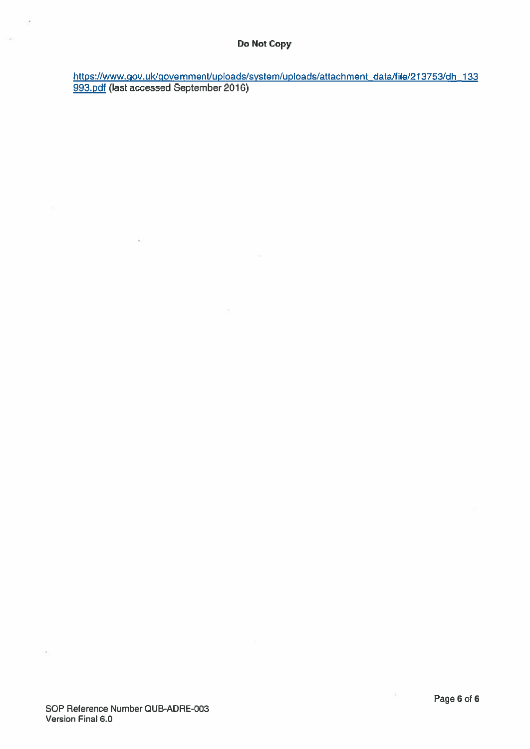https://www.gov.uk/government/uploads/system/uploads/attachment_data/file/213753/dh_133993.pdf (last accessed September 2016)